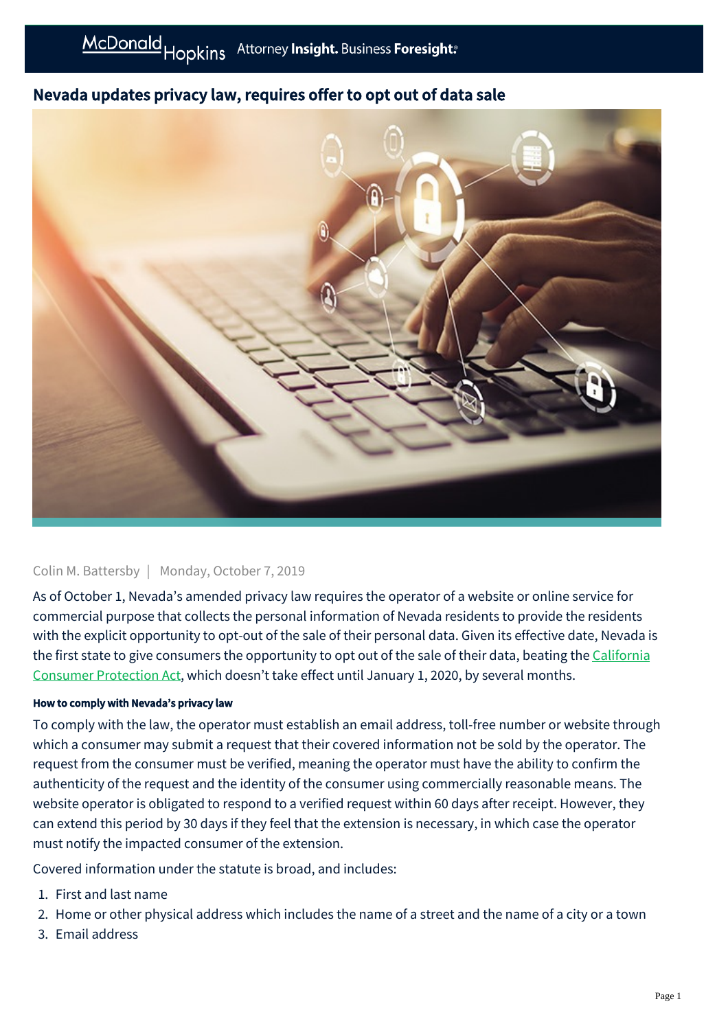# Nevada updates privacy law, requires offer to opt out of data sale

Colin M. Battersby | Monday, October 7, 2019

As of October 1, Nevada's amended privacy law requires the operator of a website or online service for commercial purpose that collects the personal information of Nevada residents to provide the residents with the explicit opportunity to opt-out of the sale of their personal data. Given its effective date, Nevada is the first state to give consumers the opportunity to opt out of the sale of their data, beating the California Consumer Protection Act, which doesn't take effect until January 1, 2020, by several months.

#### How to comply with Nevada's privacy law

To comply with the law, the operator must establish an email address, toll-free number or website through which a consumer may submit a request that their covered information not be sold by the operator. The request from the consumer must be verified, meaning the operator must have the ability to confirm the authenticity of the request and the identity of the consumer using commercially reasonable means. The website operator is obligated to respond to a verified request within 60 days after receipt. However, they can extend this period by 30 days if they feel that the extension is necessary, in which case the operator must notify the impacted consumer of the extension.

Covered information under the statute is broad, and includes:

1. First and last name
2. Home or other physical address which includes the name of a street and the name of a city or a town
3. Email address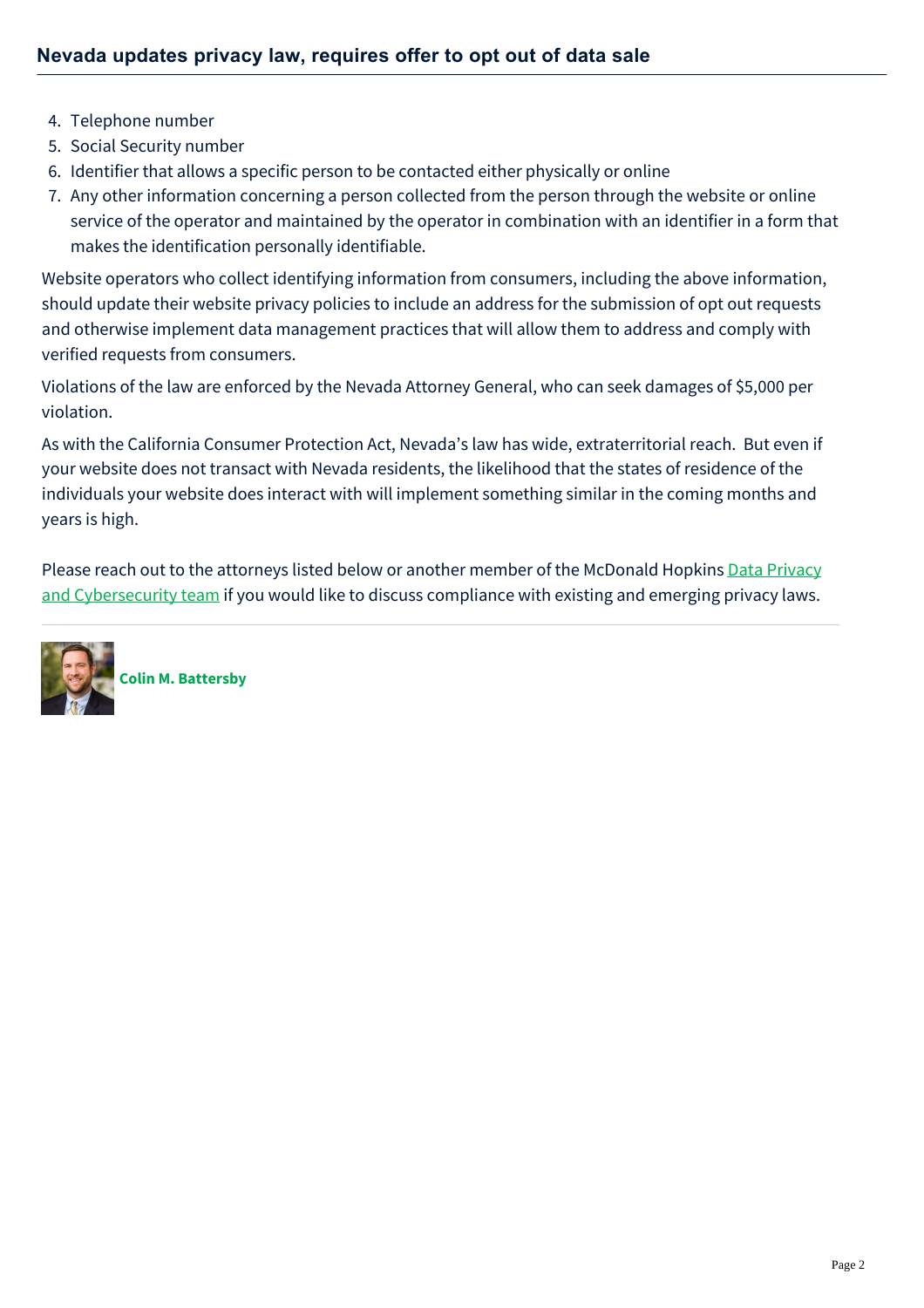4. Telephone number
5. Social Security number
6. Identifier that allows a specific person to be contacted either physically or online
7. Any other information concerning a person collected from the person through the website or online service of the operator and maintained by the operator in combination with an identifier in a form that makes the identification personally identifiable.

Website operators who collect identifying information from consumers, including the above information, should update their website privacy policies to include an address for the submission of opt out requests and otherwise implement data management practices that will allow them to address and comply with verified requests from consumers.

Violations of the law are enforced by the Nevada Attorney General, who can seek damages of $5,000 per violation.

As with the California Consumer Protection Act, Nevada's law has wide, extraterritorial reach. But even if your website does not transact with Nevada residents, the likelihood that the states of residence of the individuals your website does interact with will implement something similar in the coming months and years is high.

Please reach out to the attorneys listed below or another member of the McDonald Hopkins [Data Privacy and Cybersecurity team] if you would like to discuss compliance with existing and emerging privacy laws.

---

**Colin M. Battersby**